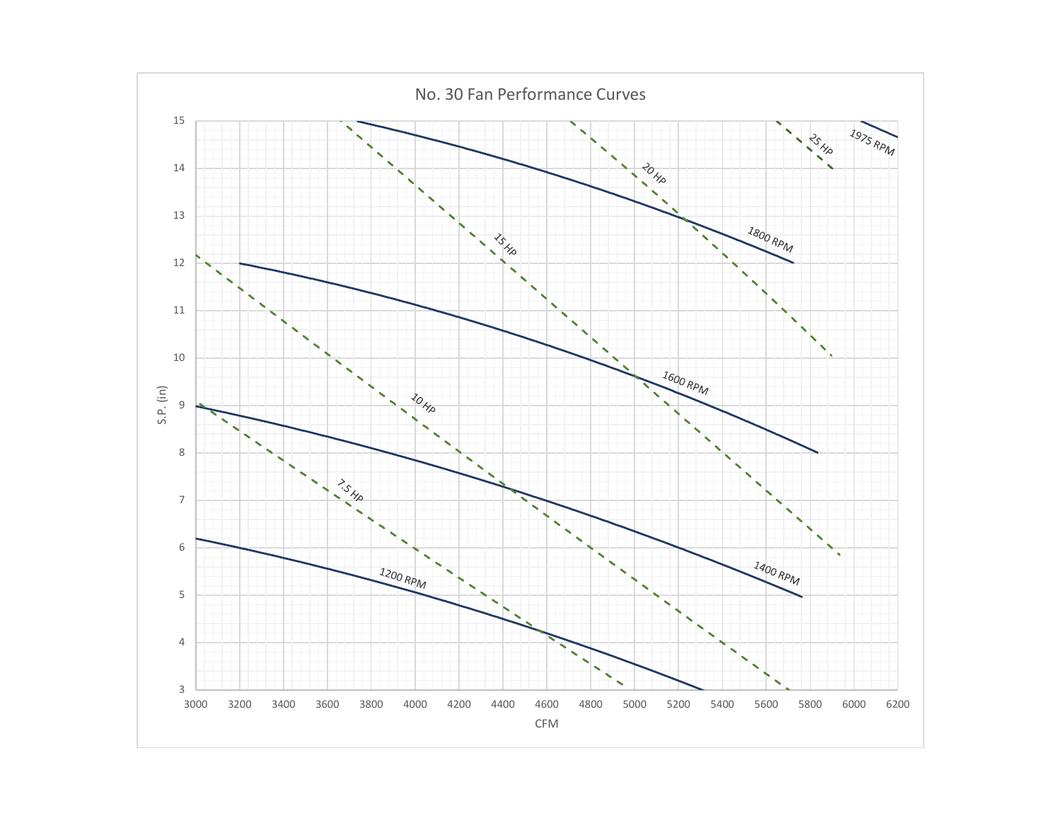# No. 30 Fan Performance Curves

S.P. (in)

CFM

1200 RPM

1400 RPM

1600 RPM

1800 RPM

1975 RPM

7.5 HP

10 HP

15 HP

20 HP

25 HP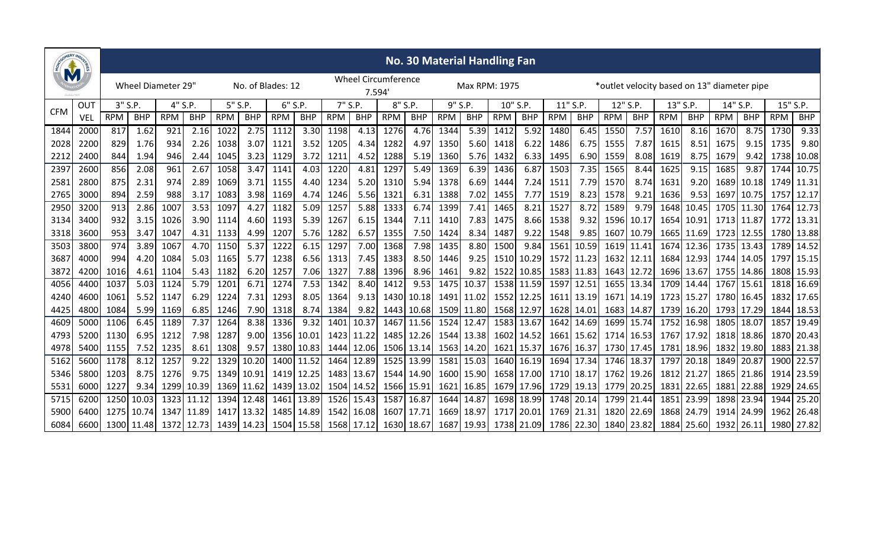# No. 30 Material Handling Fan

Wheel Diameter 29" | No. of Blades: 12 | Wheel Circumference 7.594' | Max RPM: 1975 | *outlet velocity based on 13" diameter pipe

| CFM | OUT VEL | 3" S.P. | | 4" S.P. | | 5" S.P. | | 6" S.P. | | 7" S.P. | | 8" S.P. | | 9" S.P. | | 10" S.P. | | 11" S.P. | | 12" S.P. | | 13" S.P. | | 14" S.P. | | 15" S.P. | |
|---|---|---|---|---|---|---|---|---|---|---|---|---|---|---|---|---|---|---|---|---|---|---|---|---|---|---|---|
| | | RPM | BHP | RPM | BHP | RPM | BHP | RPM | BHP | RPM | BHP | RPM | BHP | RPM | BHP | RPM | BHP | RPM | BHP | RPM | BHP | RPM | BHP | RPM | BHP | RPM | BHP |
| 1844 | 2000 | 817 | 1.62 | 921 | 2.16 | 1022 | 2.75 | 1112 | 3.30 | 1198 | 4.13 | 1276 | 4.76 | 1344 | 5.39 | 1412 | 5.92 | 1480 | 6.45 | 1550 | 7.57 | 1610 | 8.16 | 1670 | 8.75 | 1730 | 9.33 |
| 2028 | 2200 | 829 | 1.76 | 934 | 2.26 | 1038 | 3.07 | 1121 | 3.52 | 1205 | 4.34 | 1282 | 4.97 | 1350 | 5.60 | 1418 | 6.22 | 1486 | 6.75 | 1555 | 7.87 | 1615 | 8.51 | 1675 | 9.15 | 1735 | 9.80 |
| 2212 | 2400 | 844 | 1.94 | 946 | 2.44 | 1045 | 3.23 | 1129 | 3.72 | 1211 | 4.52 | 1288 | 5.19 | 1360 | 5.76 | 1432 | 6.33 | 1495 | 6.90 | 1559 | 8.08 | 1619 | 8.75 | 1679 | 9.42 | 1738 | 10.08 |
| 2397 | 2600 | 856 | 2.08 | 961 | 2.67 | 1058 | 3.47 | 1141 | 4.03 | 1220 | 4.81 | 1297 | 5.49 | 1369 | 6.39 | 1436 | 6.87 | 1503 | 7.35 | 1565 | 8.44 | 1625 | 9.15 | 1685 | 9.87 | 1744 | 10.75 |
| 2581 | 2800 | 875 | 2.31 | 974 | 2.89 | 1069 | 3.71 | 1155 | 4.40 | 1234 | 5.20 | 1310 | 5.94 | 1378 | 6.69 | 1444 | 7.24 | 1511 | 7.79 | 1570 | 8.74 | 1631 | 9.20 | 1689 | 10.18 | 1749 | 11.31 |
| 2765 | 3000 | 894 | 2.59 | 988 | 3.17 | 1083 | 3.98 | 1169 | 4.74 | 1246 | 5.56 | 1321 | 6.31 | 1388 | 7.02 | 1455 | 7.77 | 1519 | 8.23 | 1578 | 9.21 | 1636 | 9.53 | 1697 | 10.75 | 1757 | 12.17 |
| 2950 | 3200 | 913 | 2.86 | 1007 | 3.53 | 1097 | 4.27 | 1182 | 5.09 | 1257 | 5.88 | 1333 | 6.74 | 1399 | 7.41 | 1465 | 8.21 | 1527 | 8.72 | 1589 | 9.79 | 1648 | 10.45 | 1705 | 11.30 | 1764 | 12.73 |
| 3134 | 3400 | 932 | 3.15 | 1026 | 3.90 | 1114 | 4.60 | 1193 | 5.39 | 1267 | 6.15 | 1344 | 7.11 | 1410 | 7.83 | 1475 | 8.66 | 1538 | 9.32 | 1596 | 10.17 | 1654 | 10.91 | 1713 | 11.87 | 1772 | 13.31 |
| 3318 | 3600 | 953 | 3.47 | 1047 | 4.31 | 1133 | 4.99 | 1207 | 5.76 | 1282 | 6.57 | 1355 | 7.50 | 1424 | 8.34 | 1487 | 9.22 | 1548 | 9.85 | 1607 | 10.79 | 1665 | 11.69 | 1723 | 12.55 | 1780 | 13.88 |
| 3503 | 3800 | 974 | 3.89 | 1067 | 4.70 | 1150 | 5.37 | 1222 | 6.15 | 1297 | 7.00 | 1368 | 7.98 | 1435 | 8.80 | 1500 | 9.84 | 1561 | 10.59 | 1619 | 11.41 | 1674 | 12.36 | 1735 | 13.43 | 1789 | 14.52 |
| 3687 | 4000 | 994 | 4.20 | 1084 | 5.03 | 1165 | 5.77 | 1238 | 6.56 | 1313 | 7.45 | 1383 | 8.50 | 1446 | 9.25 | 1510 | 10.29 | 1572 | 11.23 | 1632 | 12.11 | 1684 | 12.93 | 1744 | 14.05 | 1797 | 15.15 |
| 3872 | 4200 | 1016 | 4.61 | 1104 | 5.43 | 1182 | 6.20 | 1257 | 7.06 | 1327 | 7.88 | 1396 | 8.96 | 1461 | 9.82 | 1522 | 10.85 | 1583 | 11.83 | 1643 | 12.72 | 1696 | 13.67 | 1755 | 14.86 | 1808 | 15.93 |
| 4056 | 4400 | 1037 | 5.03 | 1124 | 5.79 | 1201 | 6.71 | 1274 | 7.53 | 1342 | 8.40 | 1412 | 9.53 | 1475 | 10.37 | 1538 | 11.59 | 1597 | 12.51 | 1655 | 13.34 | 1709 | 14.44 | 1767 | 15.61 | 1818 | 16.69 |
| 4240 | 4600 | 1061 | 5.52 | 1147 | 6.29 | 1224 | 7.31 | 1293 | 8.05 | 1364 | 9.13 | 1430 | 10.18 | 1491 | 11.02 | 1552 | 12.25 | 1611 | 13.19 | 1671 | 14.19 | 1723 | 15.27 | 1780 | 16.45 | 1832 | 17.65 |
| 4425 | 4800 | 1084 | 5.99 | 1169 | 6.85 | 1246 | 7.90 | 1318 | 8.74 | 1384 | 9.82 | 1443 | 10.68 | 1509 | 11.80 | 1568 | 12.97 | 1628 | 14.01 | 1683 | 14.87 | 1739 | 16.20 | 1793 | 17.29 | 1844 | 18.53 |
| 4609 | 5000 | 1106 | 6.45 | 1189 | 7.37 | 1264 | 8.38 | 1336 | 9.32 | 1401 | 10.37 | 1467 | 11.56 | 1524 | 12.47 | 1583 | 13.67 | 1642 | 14.69 | 1699 | 15.74 | 1752 | 16.98 | 1805 | 18.07 | 1857 | 19.49 |
| 4793 | 5200 | 1130 | 6.95 | 1212 | 7.98 | 1287 | 9.00 | 1356 | 10.01 | 1423 | 11.22 | 1485 | 12.26 | 1544 | 13.38 | 1602 | 14.52 | 1661 | 15.62 | 1714 | 16.53 | 1767 | 17.92 | 1818 | 18.86 | 1870 | 20.43 |
| 4978 | 5400 | 1155 | 7.52 | 1235 | 8.61 | 1308 | 9.57 | 1380 | 10.83 | 1444 | 12.06 | 1506 | 13.14 | 1563 | 14.20 | 1621 | 15.37 | 1676 | 16.37 | 1730 | 17.45 | 1781 | 18.96 | 1832 | 19.80 | 1883 | 21.38 |
| 5162 | 5600 | 1178 | 8.12 | 1257 | 9.22 | 1329 | 10.20 | 1400 | 11.52 | 1464 | 12.89 | 1525 | 13.99 | 1581 | 15.03 | 1640 | 16.19 | 1694 | 17.34 | 1746 | 18.37 | 1797 | 20.18 | 1849 | 20.87 | 1900 | 22.57 |
| 5346 | 5800 | 1203 | 8.75 | 1276 | 9.75 | 1349 | 10.91 | 1419 | 12.25 | 1483 | 13.67 | 1544 | 14.90 | 1600 | 15.90 | 1658 | 17.00 | 1710 | 18.17 | 1762 | 19.26 | 1812 | 21.27 | 1865 | 21.86 | 1914 | 23.59 |
| 5531 | 6000 | 1227 | 9.34 | 1299 | 10.39 | 1369 | 11.62 | 1439 | 13.02 | 1504 | 14.52 | 1566 | 15.91 | 1621 | 16.85 | 1679 | 17.96 | 1729 | 19.13 | 1779 | 20.25 | 1831 | 22.65 | 1881 | 22.88 | 1929 | 24.65 |
| 5715 | 6200 | 1250 | 10.03 | 1323 | 11.12 | 1394 | 12.48 | 1461 | 13.89 | 1526 | 15.43 | 1587 | 16.87 | 1644 | 14.87 | 1698 | 18.99 | 1748 | 20.14 | 1799 | 21.44 | 1851 | 23.99 | 1898 | 23.94 | 1944 | 25.20 |
| 5900 | 6400 | 1275 | 10.74 | 1347 | 11.89 | 1417 | 13.32 | 1485 | 14.89 | 1542 | 16.08 | 1607 | 17.71 | 1669 | 18.97 | 1717 | 20.01 | 1769 | 21.31 | 1820 | 22.69 | 1868 | 24.79 | 1914 | 24.99 | 1962 | 26.48 |
| 6084 | 6600 | 1300 | 11.48 | 1372 | 12.73 | 1439 | 14.23 | 1504 | 15.58 | 1568 | 17.12 | 1630 | 18.67 | 1687 | 19.93 | 1738 | 21.09 | 1786 | 22.30 | 1840 | 23.82 | 1884 | 25.60 | 1932 | 26.11 | 1980 | 27.82 |